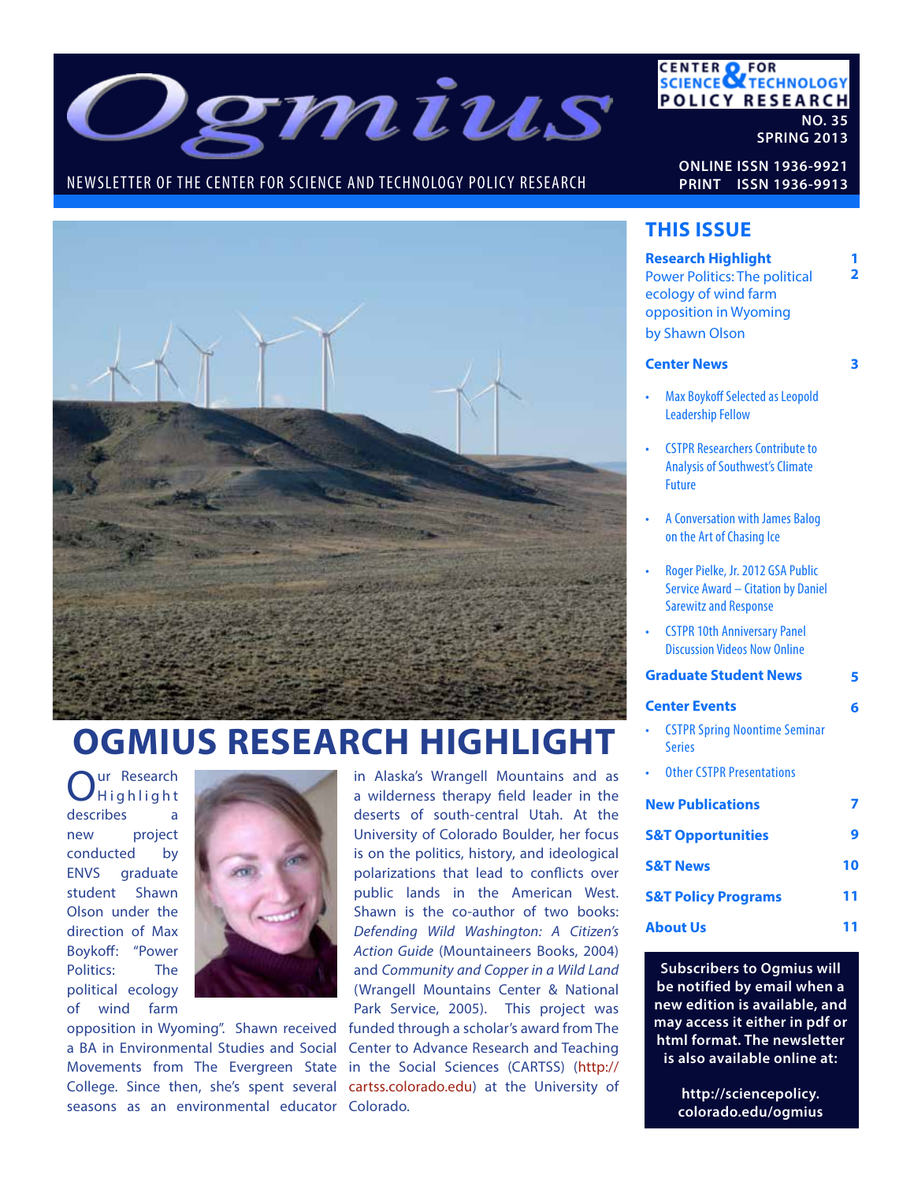# Ogmius

NEWSLETTER OF THE CENTER FOR SCIENCE AND TECHNOLOGY POLICY RESEARCH

CENTER FOR SCIENCE & TECHNOLOGY POLICY RESEARCH

NO. 35
SPRING 2013

ONLINE ISSN 1936-9921
PRINT ISSN 1936-9913

## THIS ISSUE

**Research Highlight** 1
Power Politics: The political ecology of wind farm opposition in Wyoming by Shawn Olson 2

**Center News** 3

- Max Boykoff Selected as Leopold Leadership Fellow
- CSTPR Researchers Contribute to Analysis of Southwest's Climate Future
- A Conversation with James Balog on the Art of Chasing Ice
- Roger Pielke, Jr. 2012 GSA Public Service Award – Citation by Daniel Sarewitz and Response
- CSTPR 10th Anniversary Panel Discussion Videos Now Online

**Graduate Student News** 5

**Center Events** 6

- CSTPR Spring Noontime Seminar Series
- Other CSTPR Presentations

**New Publications** 7

**S&T Opportunities** 9

**S&T News** 10

**S&T Policy Programs** 11

**About Us** 11

**Subscribers to Ogmius will be notified by email when a new edition is available, and may access it either in pdf or html format. The newsletter is also available online at:**

**http://sciencepolicy.colorado.edu/ogmius**

# OGMIUS RESEARCH HIGHLIGHT

Our Research Highlight describes a new project conducted by ENVS graduate student Shawn Olson under the direction of Max Boykoff: "Power Politics: The political ecology of wind farm opposition in Wyoming". Shawn received a BA in Environmental Studies and Social Movements from The Evergreen State College. Since then, she's spent several seasons as an environmental educator in Alaska's Wrangell Mountains and as a wilderness therapy field leader in the deserts of south-central Utah. At the University of Colorado Boulder, her focus is on the politics, history, and ideological polarizations that lead to conflicts over public lands in the American West. Shawn is the co-author of two books: *Defending Wild Washington: A Citizen's Action Guide* (Mountaineers Books, 2004) and *Community and Copper in a Wild Land* (Wrangell Mountains Center & National Park Service, 2005). This project was funded through a scholar's award from The Center to Advance Research and Teaching in the Social Sciences (CARTSS) (http://cartss.colorado.edu) at the University of Colorado.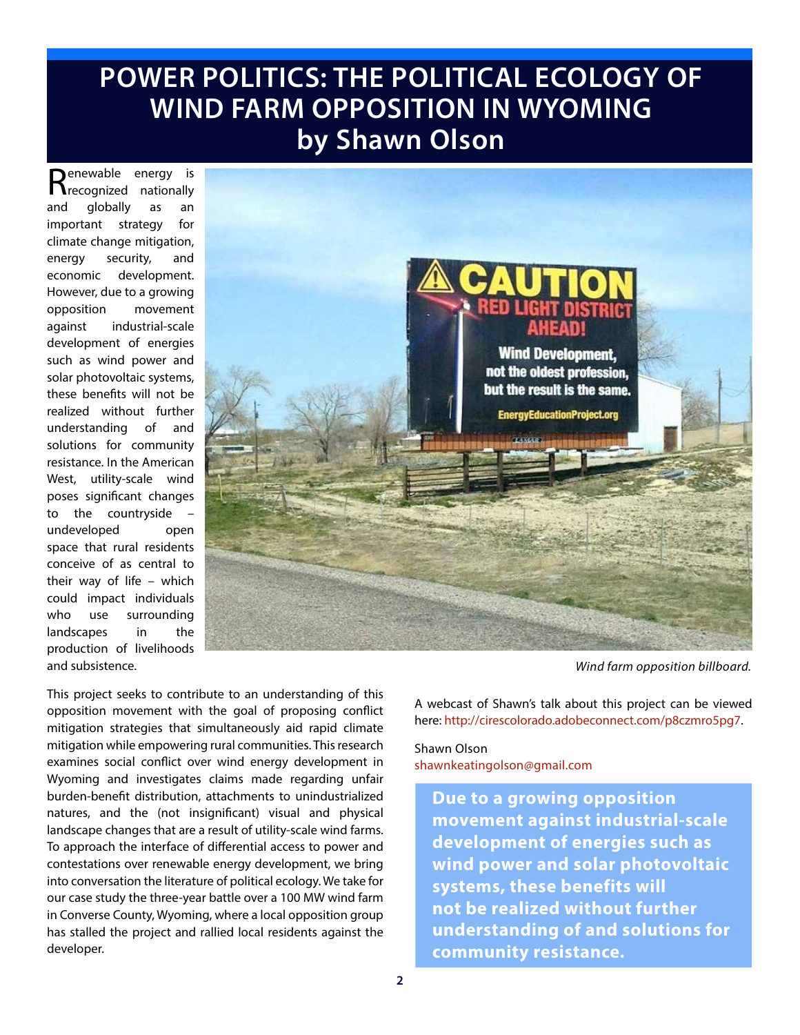# POWER POLITICS: THE POLITICAL ECOLOGY OF WIND FARM OPPOSITION IN WYOMING
## by Shawn Olson

Renewable energy is recognized nationally and globally as an important strategy for climate change mitigation, energy security, and economic development. However, due to a growing opposition movement against industrial-scale development of energies such as wind power and solar photovoltaic systems, these benefits will not be realized without further understanding of and solutions for community resistance. In the American West, utility-scale wind poses significant changes to the countryside – undeveloped open space that rural residents conceive of as central to their way of life – which could impact individuals who use surrounding landscapes in the production of livelihoods and subsistence.

*Wind farm opposition billboard.*

This project seeks to contribute to an understanding of this opposition movement with the goal of proposing conflict mitigation strategies that simultaneously aid rapid climate mitigation while empowering rural communities. This research examines social conflict over wind energy development in Wyoming and investigates claims made regarding unfair burden-benefit distribution, attachments to unindustrialized natures, and the (not insignificant) visual and physical landscape changes that are a result of utility-scale wind farms. To approach the interface of differential access to power and contestations over renewable energy development, we bring into conversation the literature of political ecology. We take for our case study the three-year battle over a 100 MW wind farm in Converse County, Wyoming, where a local opposition group has stalled the project and rallied local residents against the developer.

A webcast of Shawn's talk about this project can be viewed here: http://cirescolorado.adobeconnect.com/p8czmro5pg7.

Shawn Olson
shawnkeatingolson@gmail.com

**Due to a growing opposition movement against industrial-scale development of energies such as wind power and solar photovoltaic systems, these benefits will not be realized without further understanding of and solutions for community resistance.**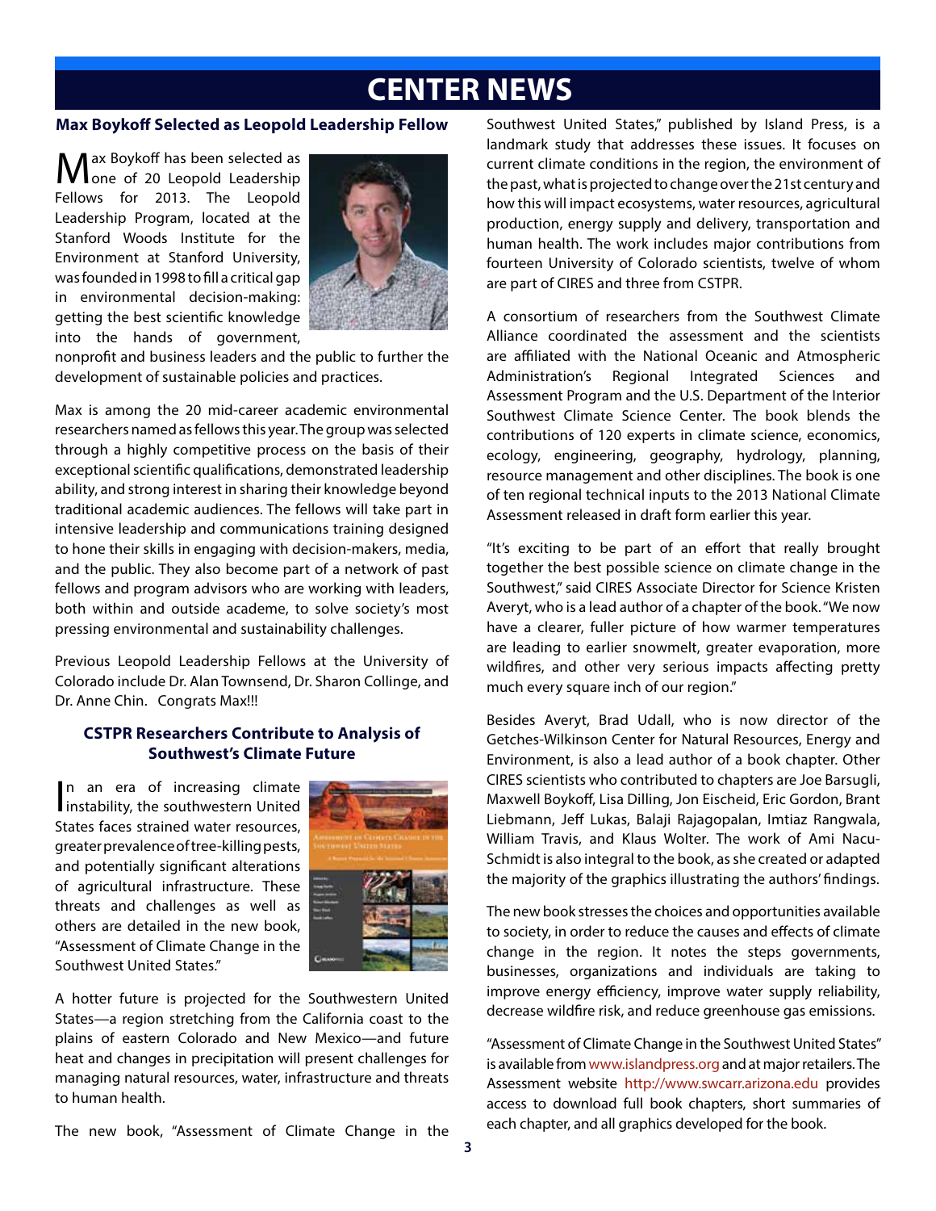# CENTER NEWS

## Max Boykoff Selected as Leopold Leadership Fellow

Max Boykoff has been selected as one of 20 Leopold Leadership Fellows for 2013. The Leopold Leadership Program, located at the Stanford Woods Institute for the Environment at Stanford University, was founded in 1998 to fill a critical gap in environmental decision-making: getting the best scientific knowledge into the hands of government, nonprofit and business leaders and the public to further the development of sustainable policies and practices.

Max is among the 20 mid-career academic environmental researchers named as fellows this year. The group was selected through a highly competitive process on the basis of their exceptional scientific qualifications, demonstrated leadership ability, and strong interest in sharing their knowledge beyond traditional academic audiences. The fellows will take part in intensive leadership and communications training designed to hone their skills in engaging with decision-makers, media, and the public. They also become part of a network of past fellows and program advisors who are working with leaders, both within and outside academe, to solve society's most pressing environmental and sustainability challenges.

Previous Leopold Leadership Fellows at the University of Colorado include Dr. Alan Townsend, Dr. Sharon Collinge, and Dr. Anne Chin. Congrats Max!!!

## CSTPR Researchers Contribute to Analysis of Southwest's Climate Future

In an era of increasing climate instability, the southwestern United States faces strained water resources, greater prevalence of tree-killing pests, and potentially significant alterations of agricultural infrastructure. These threats and challenges as well as others are detailed in the new book, "Assessment of Climate Change in the Southwest United States."

A hotter future is projected for the Southwestern United States—a region stretching from the California coast to the plains of eastern Colorado and New Mexico—and future heat and changes in precipitation will present challenges for managing natural resources, water, infrastructure and threats to human health.

The new book, "Assessment of Climate Change in the Southwest United States," published by Island Press, is a landmark study that addresses these issues. It focuses on current climate conditions in the region, the environment of the past, what is projected to change over the 21st century and how this will impact ecosystems, water resources, agricultural production, energy supply and delivery, transportation and human health. The work includes major contributions from fourteen University of Colorado scientists, twelve of whom are part of CIRES and three from CSTPR.

A consortium of researchers from the Southwest Climate Alliance coordinated the assessment and the scientists are affiliated with the National Oceanic and Atmospheric Administration's Regional Integrated Sciences and Assessment Program and the U.S. Department of the Interior Southwest Climate Science Center. The book blends the contributions of 120 experts in climate science, economics, ecology, engineering, geography, hydrology, planning, resource management and other disciplines. The book is one of ten regional technical inputs to the 2013 National Climate Assessment released in draft form earlier this year.

"It's exciting to be part of an effort that really brought together the best possible science on climate change in the Southwest," said CIRES Associate Director for Science Kristen Averyt, who is a lead author of a chapter of the book. "We now have a clearer, fuller picture of how warmer temperatures are leading to earlier snowmelt, greater evaporation, more wildfires, and other very serious impacts affecting pretty much every square inch of our region."

Besides Averyt, Brad Udall, who is now director of the Getches-Wilkinson Center for Natural Resources, Energy and Environment, is also a lead author of a book chapter. Other CIRES scientists who contributed to chapters are Joe Barsugli, Maxwell Boykoff, Lisa Dilling, Jon Eischeid, Eric Gordon, Brant Liebmann, Jeff Lukas, Balaji Rajagopalan, Imtiaz Rangwala, William Travis, and Klaus Wolter. The work of Ami Nacu-Schmidt is also integral to the book, as she created or adapted the majority of the graphics illustrating the authors' findings.

The new book stresses the choices and opportunities available to society, in order to reduce the causes and effects of climate change in the region. It notes the steps governments, businesses, organizations and individuals are taking to improve energy efficiency, improve water supply reliability, decrease wildfire risk, and reduce greenhouse gas emissions.

"Assessment of Climate Change in the Southwest United States" is available from www.islandpress.org and at major retailers. The Assessment website http://www.swcarr.arizona.edu provides access to download full book chapters, short summaries of each chapter, and all graphics developed for the book.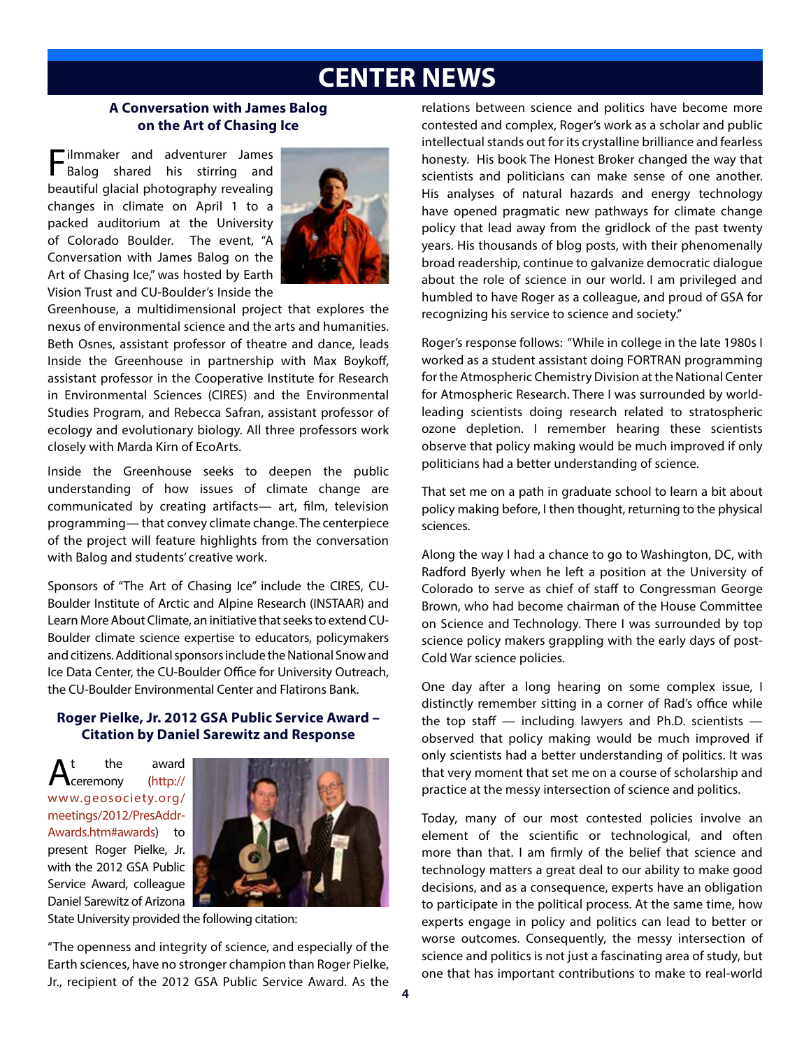# CENTER NEWS

### A Conversation with James Balog on the Art of Chasing Ice

Filmmaker and adventurer James Balog shared his stirring and beautiful glacial photography revealing changes in climate on April 1 to a packed auditorium at the University of Colorado Boulder. The event, "A Conversation with James Balog on the Art of Chasing Ice," was hosted by Earth Vision Trust and CU-Boulder's Inside the Greenhouse, a multidimensional project that explores the nexus of environmental science and the arts and humanities. Beth Osnes, assistant professor of theatre and dance, leads Inside the Greenhouse in partnership with Max Boykoff, assistant professor in the Cooperative Institute for Research in Environmental Sciences (CIRES) and the Environmental Studies Program, and Rebecca Safran, assistant professor of ecology and evolutionary biology. All three professors work closely with Marda Kirn of EcoArts.

Inside the Greenhouse seeks to deepen the public understanding of how issues of climate change are communicated by creating artifacts— art, film, television programming— that convey climate change. The centerpiece of the project will feature highlights from the conversation with Balog and students' creative work.

Sponsors of "The Art of Chasing Ice" include the CIRES, CU-Boulder Institute of Arctic and Alpine Research (INSTAAR) and Learn More About Climate, an initiative that seeks to extend CU-Boulder climate science expertise to educators, policymakers and citizens. Additional sponsors include the National Snow and Ice Data Center, the CU-Boulder Office for University Outreach, the CU-Boulder Environmental Center and Flatirons Bank.

### Roger Pielke, Jr. 2012 GSA Public Service Award – Citation by Daniel Sarewitz and Response

At the award ceremony (http://www.geosociety.org/meetings/2012/PresAddr-Awards.htm#awards) to present Roger Pielke, Jr. with the 2012 GSA Public Service Award, colleague Daniel Sarewitz of Arizona State University provided the following citation:

"The openness and integrity of science, and especially of the Earth sciences, have no stronger champion than Roger Pielke, Jr., recipient of the 2012 GSA Public Service Award. As the relations between science and politics have become more contested and complex, Roger's work as a scholar and public intellectual stands out for its crystalline brilliance and fearless honesty. His book The Honest Broker changed the way that scientists and politicians can make sense of one another. His analyses of natural hazards and energy technology have opened pragmatic new pathways for climate change policy that lead away from the gridlock of the past twenty years. His thousands of blog posts, with their phenomenally broad readership, continue to galvanize democratic dialogue about the role of science in our world. I am privileged and humbled to have Roger as a colleague, and proud of GSA for recognizing his service to science and society."

Roger's response follows: "While in college in the late 1980s I worked as a student assistant doing FORTRAN programming for the Atmospheric Chemistry Division at the National Center for Atmospheric Research. There I was surrounded by world-leading scientists doing research related to stratospheric ozone depletion. I remember hearing these scientists observe that policy making would be much improved if only politicians had a better understanding of science.

That set me on a path in graduate school to learn a bit about policy making before, I then thought, returning to the physical sciences.

Along the way I had a chance to go to Washington, DC, with Radford Byerly when he left a position at the University of Colorado to serve as chief of staff to Congressman George Brown, who had become chairman of the House Committee on Science and Technology. There I was surrounded by top science policy makers grappling with the early days of post-Cold War science policies.

One day after a long hearing on some complex issue, I distinctly remember sitting in a corner of Rad's office while the top staff — including lawyers and Ph.D. scientists — observed that policy making would be much improved if only scientists had a better understanding of politics. It was that very moment that set me on a course of scholarship and practice at the messy intersection of science and politics.

Today, many of our most contested policies involve an element of the scientific or technological, and often more than that. I am firmly of the belief that science and technology matters a great deal to our ability to make good decisions, and as a consequence, experts have an obligation to participate in the political process. At the same time, how experts engage in policy and politics can lead to better or worse outcomes. Consequently, the messy intersection of science and politics is not just a fascinating area of study, but one that has important contributions to make to real-world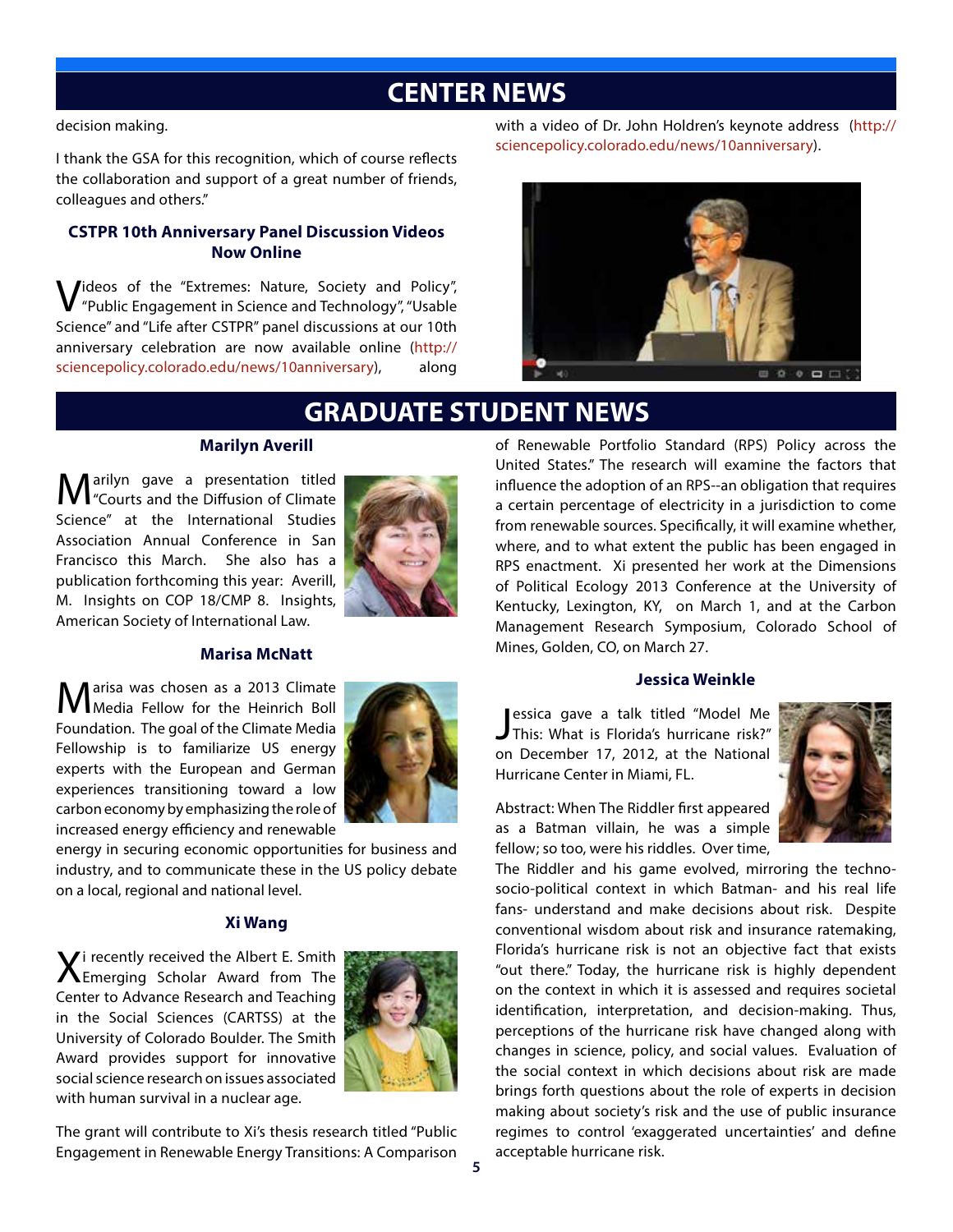# CENTER NEWS

decision making.

I thank the GSA for this recognition, which of course reflects the collaboration and support of a great number of friends, colleagues and others."

### CSTPR 10th Anniversary Panel Discussion Videos Now Online

Videos of the "Extremes: Nature, Society and Policy", "Public Engagement in Science and Technology", "Usable Science" and "Life after CSTPR" panel discussions at our 10th anniversary celebration are now available online (http://sciencepolicy.colorado.edu/news/10anniversary), along with a video of Dr. John Holdren's keynote address (http://sciencepolicy.colorado.edu/news/10anniversary).

# GRADUATE STUDENT NEWS

### Marilyn Averill

Marilyn gave a presentation titled "Courts and the Diffusion of Climate Science" at the International Studies Association Annual Conference in San Francisco this March. She also has a publication forthcoming this year: Averill, M. Insights on COP 18/CMP 8. Insights, American Society of International Law.

### Marisa McNatt

Marisa was chosen as a 2013 Climate Media Fellow for the Heinrich Boll Foundation. The goal of the Climate Media Fellowship is to familiarize US energy experts with the European and German experiences transitioning toward a low carbon economy by emphasizing the role of increased energy efficiency and renewable energy in securing economic opportunities for business and industry, and to communicate these in the US policy debate on a local, regional and national level.

### Xi Wang

Xi recently received the Albert E. Smith Emerging Scholar Award from The Center to Advance Research and Teaching in the Social Sciences (CARTSS) at the University of Colorado Boulder. The Smith Award provides support for innovative social science research on issues associated with human survival in a nuclear age.

The grant will contribute to Xi's thesis research titled "Public Engagement in Renewable Energy Transitions: A Comparison of Renewable Portfolio Standard (RPS) Policy across the United States." The research will examine the factors that influence the adoption of an RPS--an obligation that requires a certain percentage of electricity in a jurisdiction to come from renewable sources. Specifically, it will examine whether, where, and to what extent the public has been engaged in RPS enactment. Xi presented her work at the Dimensions of Political Ecology 2013 Conference at the University of Kentucky, Lexington, KY, on March 1, and at the Carbon Management Research Symposium, Colorado School of Mines, Golden, CO, on March 27.

### Jessica Weinkle

Jessica gave a talk titled "Model Me This: What is Florida's hurricane risk?" on December 17, 2012, at the National Hurricane Center in Miami, FL.

Abstract: When The Riddler first appeared as a Batman villain, he was a simple fellow; so too, were his riddles. Over time, The Riddler and his game evolved, mirroring the techno-socio-political context in which Batman- and his real life fans- understand and make decisions about risk. Despite conventional wisdom about risk and insurance ratemaking, Florida's hurricane risk is not an objective fact that exists "out there." Today, the hurricane risk is highly dependent on the context in which it is assessed and requires societal identification, interpretation, and decision-making. Thus, perceptions of the hurricane risk have changed along with changes in science, policy, and social values. Evaluation of the social context in which decisions about risk are made brings forth questions about the role of experts in decision making about society's risk and the use of public insurance regimes to control 'exaggerated uncertainties' and define acceptable hurricane risk.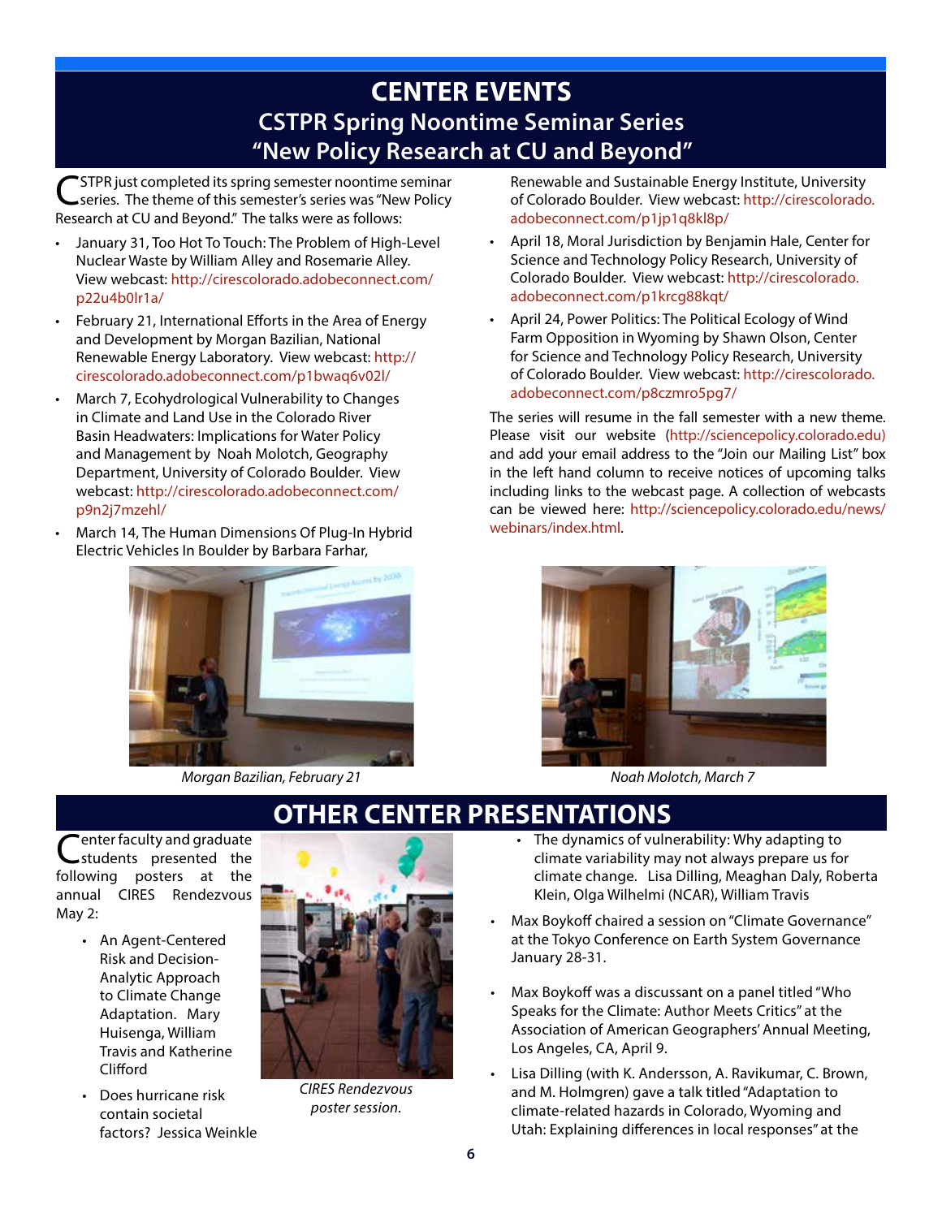# CENTER EVENTS

## CSTPR Spring Noontime Seminar Series

## "New Policy Research at CU and Beyond"

CSTPR just completed its spring semester noontime seminar series. The theme of this semester's series was "New Policy Research at CU and Beyond." The talks were as follows:

- January 31, Too Hot To Touch: The Problem of High-Level Nuclear Waste by William Alley and Rosemarie Alley. View webcast: http://cirescolorado.adobeconnect.com/p22u4b0lr1a/
- February 21, International Efforts in the Area of Energy and Development by Morgan Bazilian, National Renewable Energy Laboratory. View webcast: http://cirescolorado.adobeconnect.com/p1bwaq6v02l/
- March 7, Ecohydrological Vulnerability to Changes in Climate and Land Use in the Colorado River Basin Headwaters: Implications for Water Policy and Management by Noah Molotch, Geography Department, University of Colorado Boulder. View webcast: http://cirescolorado.adobeconnect.com/p9n2j7mzehl/
- March 14, The Human Dimensions Of Plug-In Hybrid Electric Vehicles In Boulder by Barbara Farhar, Renewable and Sustainable Energy Institute, University of Colorado Boulder. View webcast: http://cirescolorado.adobeconnect.com/p1jp1q8kl8p/
- April 18, Moral Jurisdiction by Benjamin Hale, Center for Science and Technology Policy Research, University of Colorado Boulder. View webcast: http://cirescolorado.adobeconnect.com/p1krcg88kqt/
- April 24, Power Politics: The Political Ecology of Wind Farm Opposition in Wyoming by Shawn Olson, Center for Science and Technology Policy Research, University of Colorado Boulder. View webcast: http://cirescolorado.adobeconnect.com/p8czmro5pg7/

The series will resume in the fall semester with a new theme. Please visit our website (http://sciencepolicy.colorado.edu) and add your email address to the "Join our Mailing List" box in the left hand column to receive notices of upcoming talks including links to the webcast page. A collection of webcasts can be viewed here: http://sciencepolicy.colorado.edu/news/webinars/index.html.

*Morgan Bazilian, February 21*

*Noah Molotch, March 7*

# OTHER CENTER PRESENTATIONS

Center faculty and graduate students presented the following posters at the annual CIRES Rendezvous May 2:

- An Agent-Centered Risk and Decision-Analytic Approach to Climate Change Adaptation. Mary Huisenga, William Travis and Katherine Clifford
- Does hurricane risk contain societal factors? Jessica Weinkle
- The dynamics of vulnerability: Why adapting to climate variability may not always prepare us for climate change. Lisa Dilling, Meaghan Daly, Roberta Klein, Olga Wilhelmi (NCAR), William Travis

*CIRES Rendezvous poster session.*

- Max Boykoff chaired a session on "Climate Governance" at the Tokyo Conference on Earth System Governance January 28-31.
- Max Boykoff was a discussant on a panel titled "Who Speaks for the Climate: Author Meets Critics" at the Association of American Geographers' Annual Meeting, Los Angeles, CA, April 9.
- Lisa Dilling (with K. Andersson, A. Ravikumar, C. Brown, and M. Holmgren) gave a talk titled "Adaptation to climate-related hazards in Colorado, Wyoming and Utah: Explaining differences in local responses" at the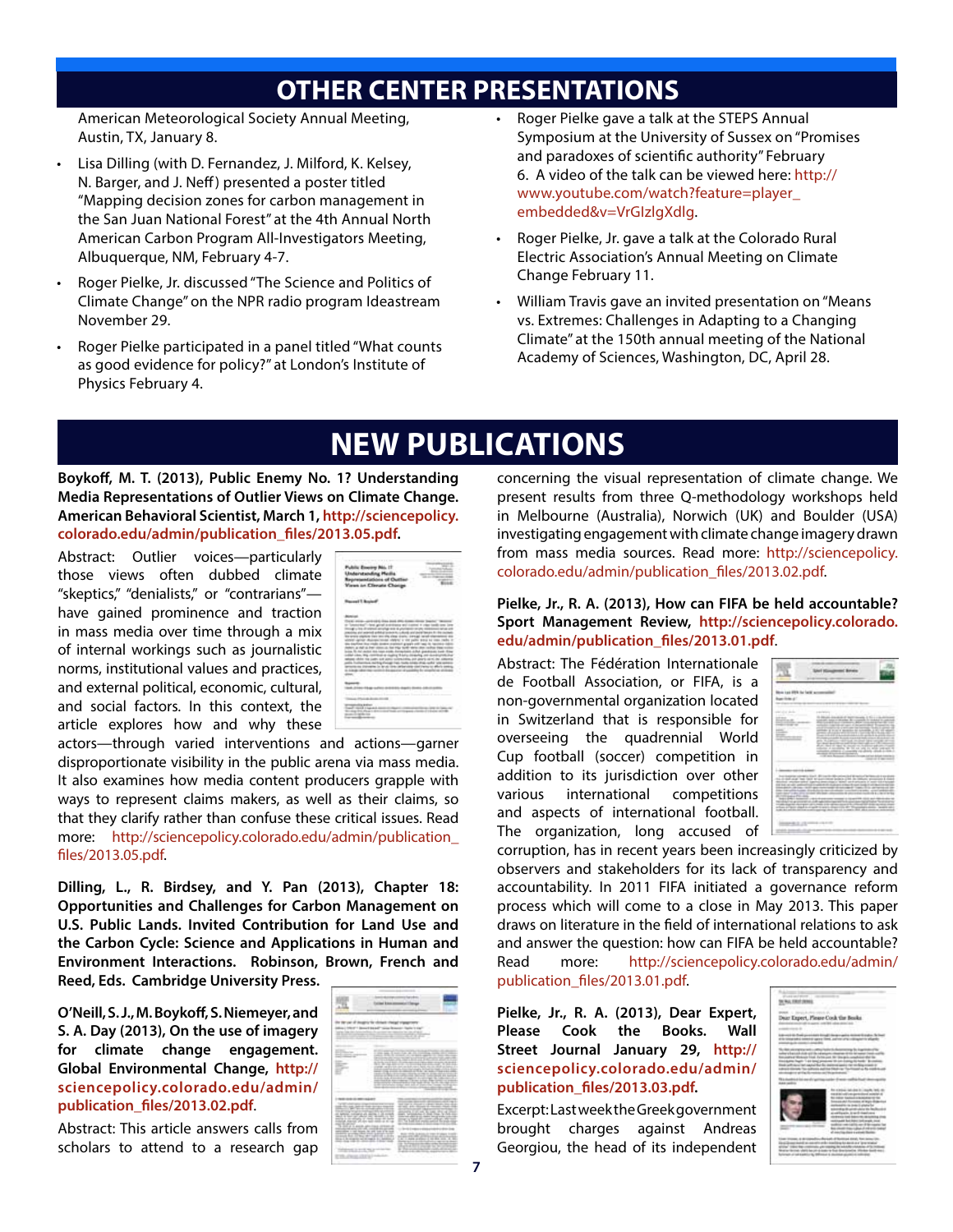# OTHER CENTER PRESENTATIONS

American Meteorological Society Annual Meeting, Austin, TX, January 8.

- Lisa Dilling (with D. Fernandez, J. Milford, K. Kelsey, N. Barger, and J. Neff) presented a poster titled "Mapping decision zones for carbon management in the San Juan National Forest" at the 4th Annual North American Carbon Program All-Investigators Meeting, Albuquerque, NM, February 4-7.
- Roger Pielke, Jr. discussed "The Science and Politics of Climate Change" on the NPR radio program Ideastream November 29.
- Roger Pielke participated in a panel titled "What counts as good evidence for policy?" at London's Institute of Physics February 4.
- Roger Pielke gave a talk at the STEPS Annual Symposium at the University of Sussex on "Promises and paradoxes of scientific authority" February 6. A video of the talk can be viewed here: http://www.youtube.com/watch?feature=player_embedded&v=VrGIzlgXdlg.
- Roger Pielke, Jr. gave a talk at the Colorado Rural Electric Association's Annual Meeting on Climate Change February 11.
- William Travis gave an invited presentation on "Means vs. Extremes: Challenges in Adapting to a Changing Climate" at the 150th annual meeting of the National Academy of Sciences, Washington, DC, April 28.

# NEW PUBLICATIONS

**Boykoff, M. T. (2013), Public Enemy No. 1? Understanding Media Representations of Outlier Views on Climate Change. American Behavioral Scientist, March 1, http://sciencepolicy.colorado.edu/admin/publication_files/2013.05.pdf.**

Abstract: Outlier voices—particularly those views often dubbed climate "skeptics," "denialists," or "contrarians"—have gained prominence and traction in mass media over time through a mix of internal workings such as journalistic norms, institutional values and practices, and external political, economic, cultural, and social factors. In this context, the article explores how and why these actors—through varied interventions and actions—garner disproportionate visibility in the public arena via mass media. It also examines how media content producers grapple with ways to represent claims makers, as well as their claims, so that they clarify rather than confuse these critical issues. Read more: http://sciencepolicy.colorado.edu/admin/publication_files/2013.05.pdf.

**Dilling, L., R. Birdsey, and Y. Pan (2013), Chapter 18: Opportunities and Challenges for Carbon Management on U.S. Public Lands. Invited Contribution for Land Use and the Carbon Cycle: Science and Applications in Human and Environment Interactions. Robinson, Brown, French and Reed, Eds. Cambridge University Press.**

**O'Neill, S. J., M. Boykoff, S. Niemeyer, and S. A. Day (2013), On the use of imagery for climate change engagement. Global Environmental Change, http://sciencepolicy.colorado.edu/admin/publication_files/2013.02.pdf.**

Abstract: This article answers calls from scholars to attend to a research gap concerning the visual representation of climate change. We present results from three Q-methodology workshops held in Melbourne (Australia), Norwich (UK) and Boulder (USA) investigating engagement with climate change imagery drawn from mass media sources. Read more: http://sciencepolicy.colorado.edu/admin/publication_files/2013.02.pdf.

**Pielke, Jr., R. A. (2013), How can FIFA be held accountable? Sport Management Review, http://sciencepolicy.colorado.edu/admin/publication_files/2013.01.pdf.**

Abstract: The Fédération Internationale de Football Association, or FIFA, is a non-governmental organization located in Switzerland that is responsible for overseeing the quadrennial World Cup football (soccer) competition in addition to its jurisdiction over other various international competitions and aspects of international football. The organization, long accused of corruption, has in recent years been increasingly criticized by observers and stakeholders for its lack of transparency and accountability. In 2011 FIFA initiated a governance reform process which will come to a close in May 2013. This paper draws on literature in the field of international relations to ask and answer the question: how can FIFA be held accountable? Read more: http://sciencepolicy.colorado.edu/admin/publication_files/2013.01.pdf.

**Pielke, Jr., R. A. (2013), Dear Expert, Please Cook the Books. Wall Street Journal January 29, http://sciencepolicy.colorado.edu/admin/publication_files/2013.03.pdf.**

Excerpt: Last week the Greek government brought charges against Andreas Georgiou, the head of its independent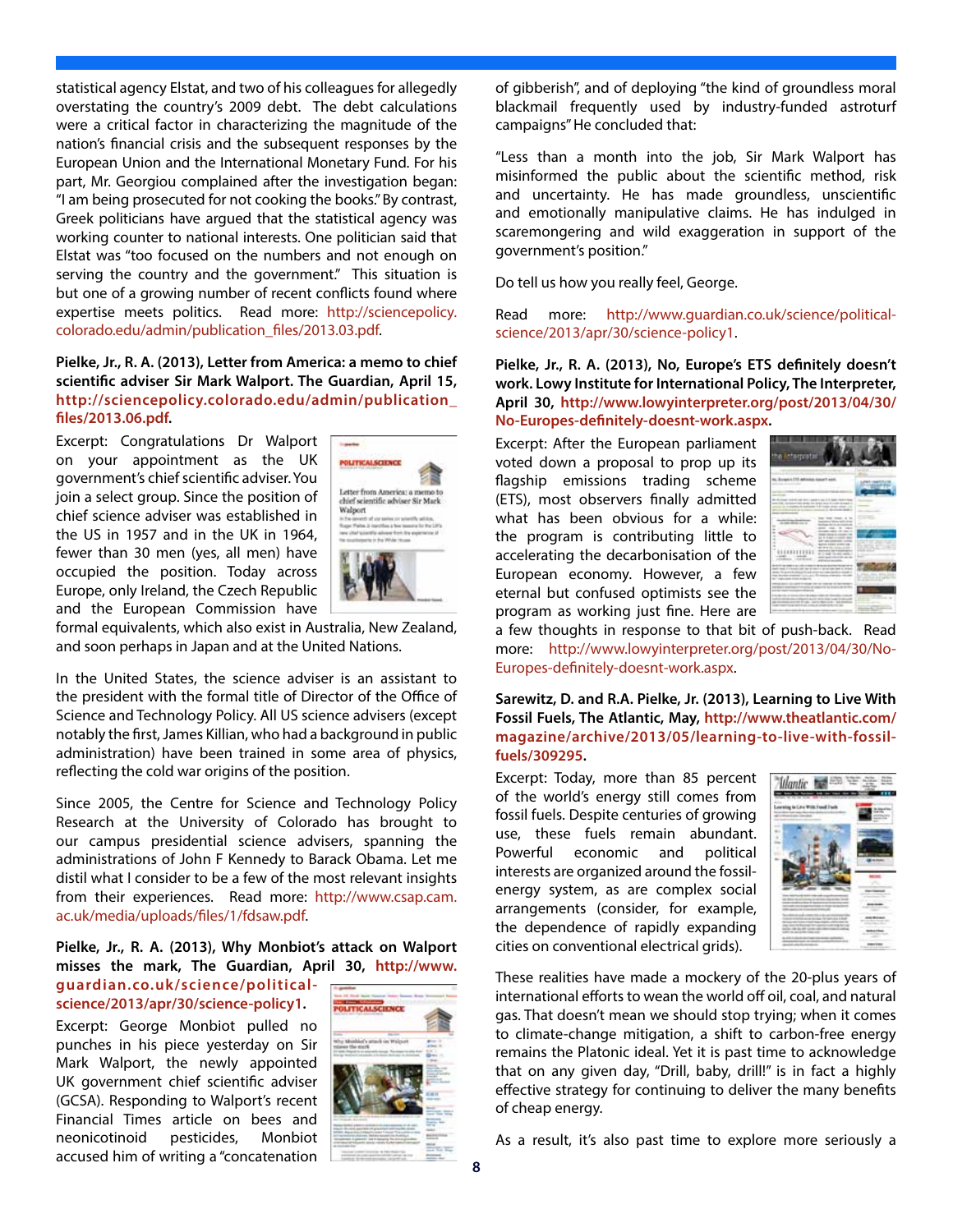statistical agency Elstat, and two of his colleagues for allegedly overstating the country's 2009 debt. The debt calculations were a critical factor in characterizing the magnitude of the nation's financial crisis and the subsequent responses by the European Union and the International Monetary Fund. For his part, Mr. Georgiou complained after the investigation began: "I am being prosecuted for not cooking the books." By contrast, Greek politicians have argued that the statistical agency was working counter to national interests. One politician said that Elstat was "too focused on the numbers and not enough on serving the country and the government." This situation is but one of a growing number of recent conflicts found where expertise meets politics. Read more: http://sciencepolicy.colorado.edu/admin/publication_files/2013.03.pdf.

**Pielke, Jr., R. A. (2013), Letter from America: a memo to chief scientific adviser Sir Mark Walport. The Guardian, April 15, http://sciencepolicy.colorado.edu/admin/publication_files/2013.06.pdf.**

Excerpt: Congratulations Dr Walport on your appointment as the UK government's chief scientific adviser. You join a select group. Since the position of chief science adviser was established in the US in 1957 and in the UK in 1964, fewer than 30 men (yes, all men) have occupied the position. Today across Europe, only Ireland, the Czech Republic and the European Commission have formal equivalents, which also exist in Australia, New Zealand, and soon perhaps in Japan and at the United Nations.

In the United States, the science adviser is an assistant to the president with the formal title of Director of the Office of Science and Technology Policy. All US science advisers (except notably the first, James Killian, who had a background in public administration) have been trained in some area of physics, reflecting the cold war origins of the position.

Since 2005, the Centre for Science and Technology Policy Research at the University of Colorado has brought to our campus presidential science advisers, spanning the administrations of John F Kennedy to Barack Obama. Let me distil what I consider to be a few of the most relevant insights from their experiences. Read more: http://www.csap.cam.ac.uk/media/uploads/files/1/fdsaw.pdf.

**Pielke, Jr., R. A. (2013), Why Monbiot's attack on Walport misses the mark, The Guardian, April 30, http://www.guardian.co.uk/science/political-science/2013/apr/30/science-policy1.**

Excerpt: George Monbiot pulled no punches in his piece yesterday on Sir Mark Walport, the newly appointed UK government chief scientific adviser (GCSA). Responding to Walport's recent Financial Times article on bees and neonicotinoid pesticides, Monbiot accused him of writing a "concatenation of gibberish", and of deploying "the kind of groundless moral blackmail frequently used by industry-funded astroturf campaigns" He concluded that:

"Less than a month into the job, Sir Mark Walport has misinformed the public about the scientific method, risk and uncertainty. He has made groundless, unscientific and emotionally manipulative claims. He has indulged in scaremongering and wild exaggeration in support of the government's position."

Do tell us how you really feel, George.

Read more: http://www.guardian.co.uk/science/political-science/2013/apr/30/science-policy1.

**Pielke, Jr., R. A. (2013), No, Europe's ETS definitely doesn't work. Lowy Institute for International Policy, The Interpreter, April 30, http://www.lowyinterpreter.org/post/2013/04/30/No-Europes-definitely-doesnt-work.aspx.**

Excerpt: After the European parliament voted down a proposal to prop up its flagship emissions trading scheme (ETS), most observers finally admitted what has been obvious for a while: the program is contributing little to the accelerating the decarbonisation of the European economy. However, a few eternal but confused optimists see the program as working just fine. Here are a few thoughts in response to that bit of push-back. Read more: http://www.lowyinterpreter.org/post/2013/04/30/No-Europes-definitely-doesnt-work.aspx.

**Sarewitz, D. and R.A. Pielke, Jr. (2013), Learning to Live With Fossil Fuels, The Atlantic, May, http://www.theatlantic.com/magazine/archive/2013/05/learning-to-live-with-fossil-fuels/309295.**

Excerpt: Today, more than 85 percent of the world's energy still comes from fossil fuels. Despite centuries of growing use, these fuels remain abundant. Powerful economic and political interests are organized around the fossil-energy system, as are complex social arrangements (consider, for example, the dependence of rapidly expanding cities on conventional electrical grids).

These realities have made a mockery of the 20-plus years of international efforts to wean the world off oil, coal, and natural gas. That doesn't mean we should stop trying; when it comes to climate-change mitigation, a shift to carbon-free energy remains the Platonic ideal. Yet it is past time to acknowledge that on any given day, "Drill, baby, drill!" is in fact a highly effective strategy for continuing to deliver the many benefits of cheap energy.

As a result, it's also past time to explore more seriously a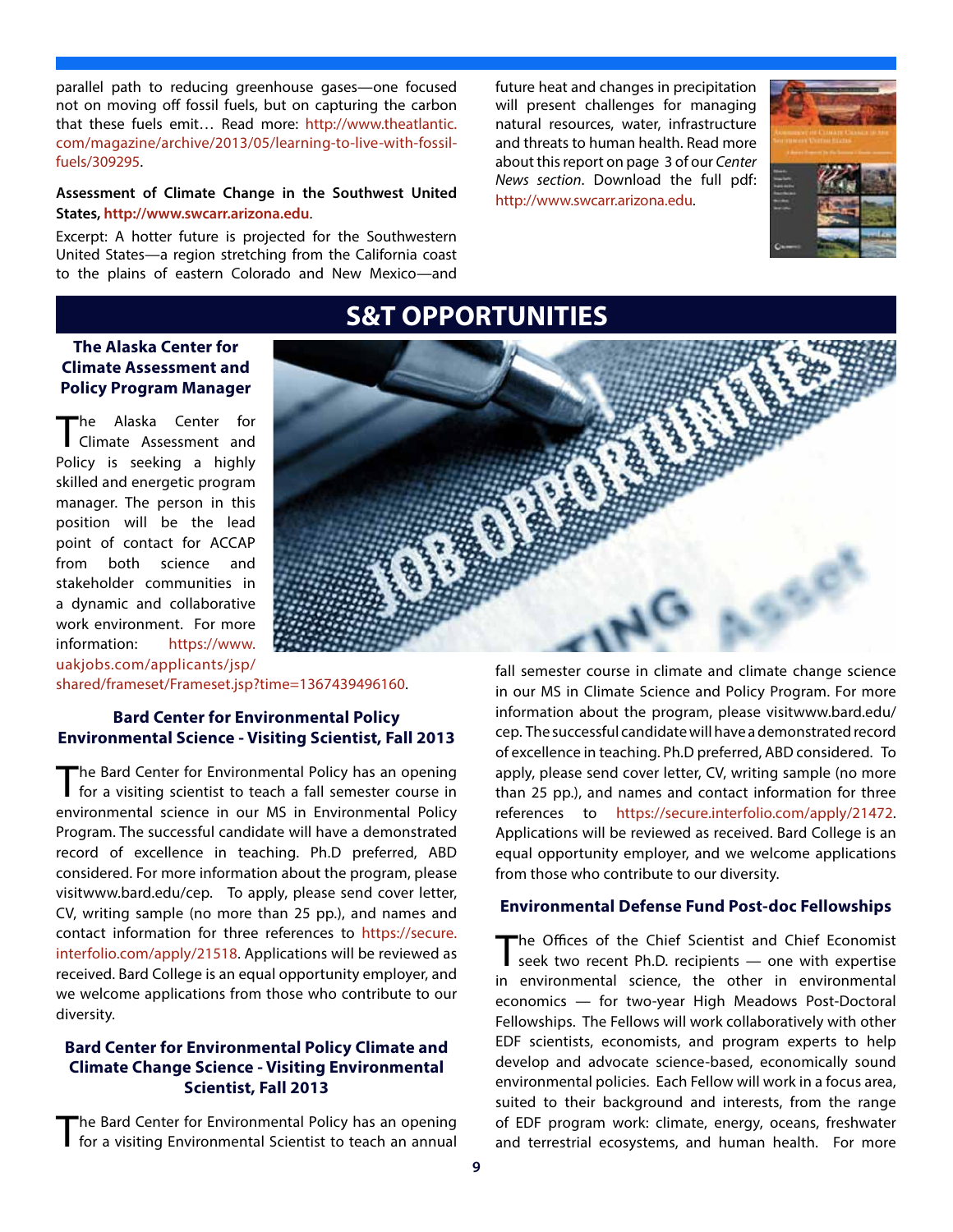parallel path to reducing greenhouse gases—one focused not on moving off fossil fuels, but on capturing the carbon that these fuels emit… Read more: http://www.theatlantic.com/magazine/archive/2013/05/learning-to-live-with-fossil-fuels/309295.

**Assessment of Climate Change in the Southwest United States, http://www.swcarr.arizona.edu.**

Excerpt: A hotter future is projected for the Southwestern United States—a region stretching from the California coast to the plains of eastern Colorado and New Mexico—and future heat and changes in precipitation will present challenges for managing natural resources, water, infrastructure and threats to human health. Read more about this report on page 3 of our *Center News section*. Download the full pdf: http://www.swcarr.arizona.edu.

## S&T OPPORTUNITIES

### The Alaska Center for Climate Assessment and Policy Program Manager

The Alaska Center for Climate Assessment and Policy is seeking a highly skilled and energetic program manager. The person in this position will be the lead point of contact for ACCAP from both science and stakeholder communities in a dynamic and collaborative work environment. For more information: https://www.uakjobs.com/applicants/jsp/shared/frameset/Frameset.jsp?time=1367439496160.

### Bard Center for Environmental Policy Environmental Science - Visiting Scientist, Fall 2013

The Bard Center for Environmental Policy has an opening for a visiting scientist to teach a fall semester course in environmental science in our MS in Environmental Policy Program. The successful candidate will have a demonstrated record of excellence in teaching. Ph.D preferred, ABD considered. For more information about the program, please visitwww.bard.edu/cep. To apply, please send cover letter, CV, writing sample (no more than 25 pp.), and names and contact information for three references to https://secure.interfolio.com/apply/21518. Applications will be reviewed as received. Bard College is an equal opportunity employer, and we welcome applications from those who contribute to our diversity.

### Bard Center for Environmental Policy Climate and Climate Change Science - Visiting Environmental Scientist, Fall 2013

The Bard Center for Environmental Policy has an opening for a visiting Environmental Scientist to teach an annual fall semester course in climate and climate change science in our MS in Climate Science and Policy Program. For more information about the program, please visitwww.bard.edu/cep. The successful candidate will have a demonstrated record of excellence in teaching. Ph.D preferred, ABD considered. To apply, please send cover letter, CV, writing sample (no more than 25 pp.), and names and contact information for three references to https://secure.interfolio.com/apply/21472. Applications will be reviewed as received. Bard College is an equal opportunity employer, and we welcome applications from those who contribute to our diversity.

### Environmental Defense Fund Post-doc Fellowships

The Offices of the Chief Scientist and Chief Economist seek two recent Ph.D. recipients — one with expertise in environmental science, the other in environmental economics — for two-year High Meadows Post-Doctoral Fellowships. The Fellows will work collaboratively with other EDF scientists, economists, and program experts to help develop and advocate science-based, economically sound environmental policies. Each Fellow will work in a focus area, suited to their background and interests, from the range of EDF program work: climate, energy, oceans, freshwater and terrestrial ecosystems, and human health. For more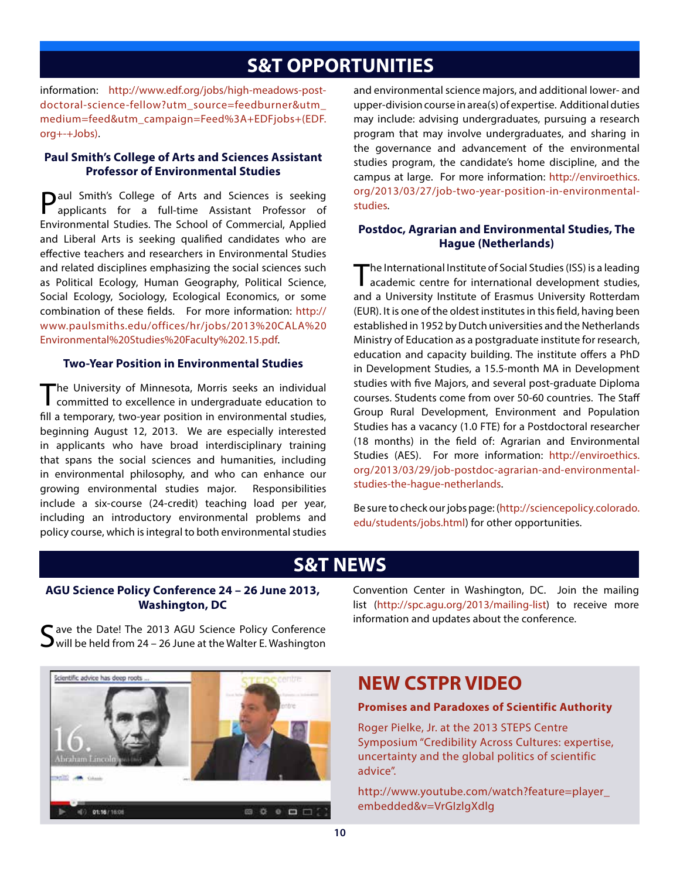# S&T OPPORTUNITIES

information: http://www.edf.org/jobs/high-meadows-post-doctoral-science-fellow?utm_source=feedburner&utm_medium=feed&utm_campaign=Feed%3A+EDFjobs+(EDF.org+-+Jobs).

### Paul Smith's College of Arts and Sciences Assistant Professor of Environmental Studies

Paul Smith's College of Arts and Sciences is seeking applicants for a full-time Assistant Professor of Environmental Studies. The School of Commercial, Applied and Liberal Arts is seeking qualified candidates who are effective teachers and researchers in Environmental Studies and related disciplines emphasizing the social sciences such as Political Ecology, Human Geography, Political Science, Social Ecology, Sociology, Ecological Economics, or some combination of these fields. For more information: http://www.paulsmiths.edu/offices/hr/jobs/2013%20CALA%20Environmental%20Studies%20Faculty%202.15.pdf.

### Two-Year Position in Environmental Studies

The University of Minnesota, Morris seeks an individual committed to excellence in undergraduate education to fill a temporary, two-year position in environmental studies, beginning August 12, 2013. We are especially interested in applicants who have broad interdisciplinary training that spans the social sciences and humanities, including in environmental philosophy, and who can enhance our growing environmental studies major. Responsibilities include a six-course (24-credit) teaching load per year, including an introductory environmental problems and policy course, which is integral to both environmental studies and environmental science majors, and additional lower- and upper-division course in area(s) of expertise. Additional duties may include: advising undergraduates, pursuing a research program that may involve undergraduates, and sharing in the governance and advancement of the environmental studies program, the candidate's home discipline, and the campus at large. For more information: http://enviroethics.org/2013/03/27/job-two-year-position-in-environmental-studies.

### Postdoc, Agrarian and Environmental Studies, The Hague (Netherlands)

The International Institute of Social Studies (ISS) is a leading academic centre for international development studies, and a University Institute of Erasmus University Rotterdam (EUR). It is one of the oldest institutes in this field, having been established in 1952 by Dutch universities and the Netherlands Ministry of Education as a postgraduate institute for research, education and capacity building. The institute offers a PhD in Development Studies, a 15.5-month MA in Development studies with five Majors, and several post-graduate Diploma courses. Students come from over 50-60 countries. The Staff Group Rural Development, Environment and Population Studies has a vacancy (1.0 FTE) for a Postdoctoral researcher (18 months) in the field of: Agrarian and Environmental Studies (AES). For more information: http://enviroethics.org/2013/03/29/job-postdoc-agrarian-and-environmental-studies-the-hague-netherlands.

Be sure to check our jobs page: (http://sciencepolicy.colorado.edu/students/jobs.html) for other opportunities.

# S&T NEWS

### AGU Science Policy Conference 24 – 26 June 2013, Washington, DC

Save the Date! The 2013 AGU Science Policy Conference will be held from 24 – 26 June at the Walter E. Washington Convention Center in Washington, DC. Join the mailing list (http://spc.agu.org/2013/mailing-list) to receive more information and updates about the conference.

## NEW CSTPR VIDEO

**Promises and Paradoxes of Scientific Authority**

Roger Pielke, Jr. at the 2013 STEPS Centre Symposium "Credibility Across Cultures: expertise, uncertainty and the global politics of scientific advice".

http://www.youtube.com/watch?feature=player_embedded&v=VrGIzlgXdlg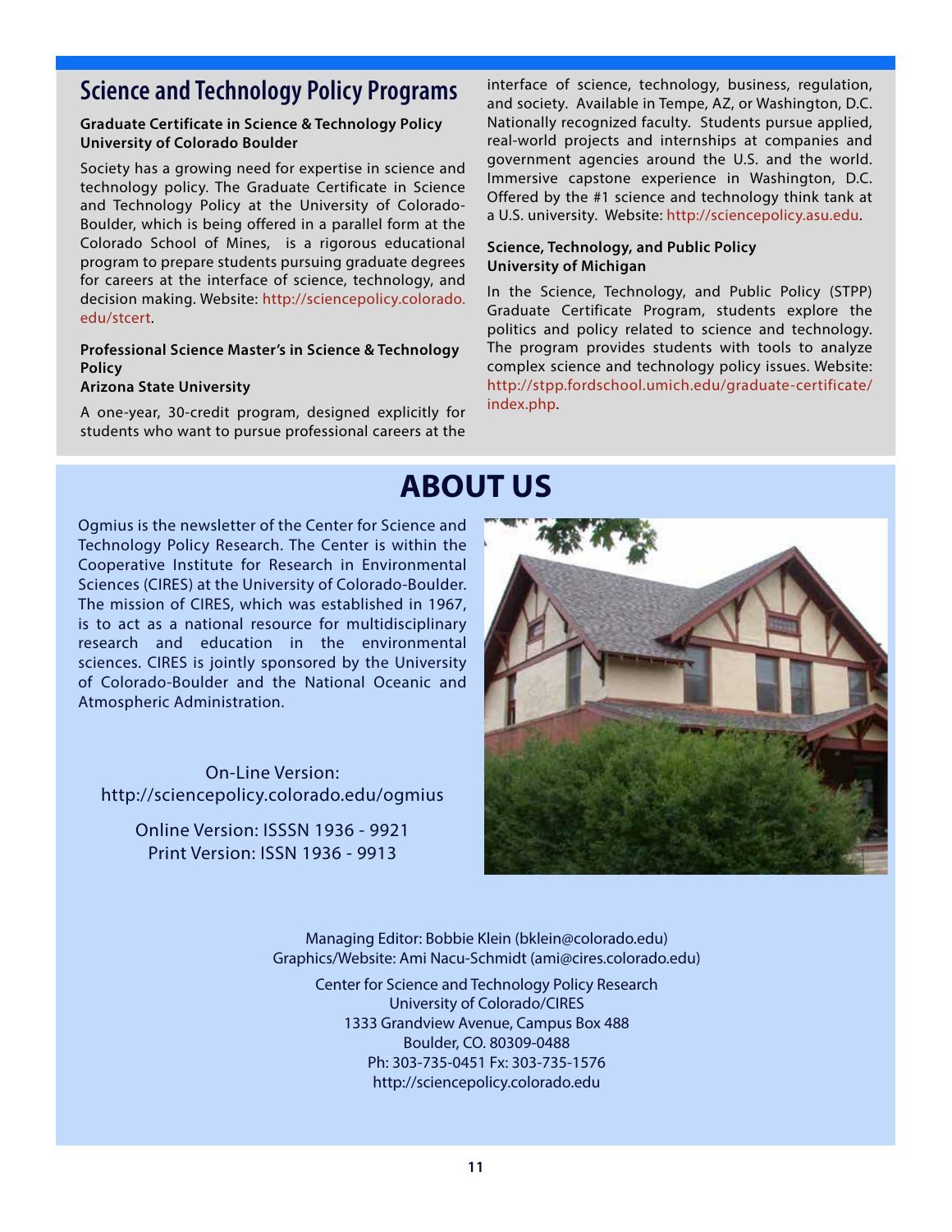## Science and Technology Policy Programs

**Graduate Certificate in Science & Technology Policy**
**University of Colorado Boulder**

Society has a growing need for expertise in science and technology policy. The Graduate Certificate in Science and Technology Policy at the University of Colorado-Boulder, which is being offered in a parallel form at the Colorado School of Mines, is a rigorous educational program to prepare students pursuing graduate degrees for careers at the interface of science, technology, and decision making. Website: http://sciencepolicy.colorado.edu/stcert.

**Professional Science Master's in Science & Technology Policy**
**Arizona State University**

A one-year, 30-credit program, designed explicitly for students who want to pursue professional careers at the interface of science, technology, business, regulation, and society. Available in Tempe, AZ, or Washington, D.C. Nationally recognized faculty. Students pursue applied, real-world projects and internships at companies and government agencies around the U.S. and the world. Immersive capstone experience in Washington, D.C. Offered by the #1 science and technology think tank at a U.S. university. Website: http://sciencepolicy.asu.edu.

**Science, Technology, and Public Policy**
**University of Michigan**

In the Science, Technology, and Public Policy (STPP) Graduate Certificate Program, students explore the politics and policy related to science and technology. The program provides students with tools to analyze complex science and technology policy issues. Website: http://stpp.fordschool.umich.edu/graduate-certificate/index.php.

# ABOUT US

Ogmius is the newsletter of the Center for Science and Technology Policy Research. The Center is within the Cooperative Institute for Research in Environmental Sciences (CIRES) at the University of Colorado-Boulder. The mission of CIRES, which was established in 1967, is to act as a national resource for multidisciplinary research and education in the environmental sciences. CIRES is jointly sponsored by the University of Colorado-Boulder and the National Oceanic and Atmospheric Administration.

On-Line Version:
http://sciencepolicy.colorado.edu/ogmius

Online Version: ISSSN 1936 - 9921
Print Version: ISSN 1936 - 9913

Managing Editor: Bobbie Klein (bklein@colorado.edu)
Graphics/Website: Ami Nacu-Schmidt (ami@cires.colorado.edu)

Center for Science and Technology Policy Research
University of Colorado/CIRES
1333 Grandview Avenue, Campus Box 488
Boulder, CO. 80309-0488
Ph: 303-735-0451 Fx: 303-735-1576
http://sciencepolicy.colorado.edu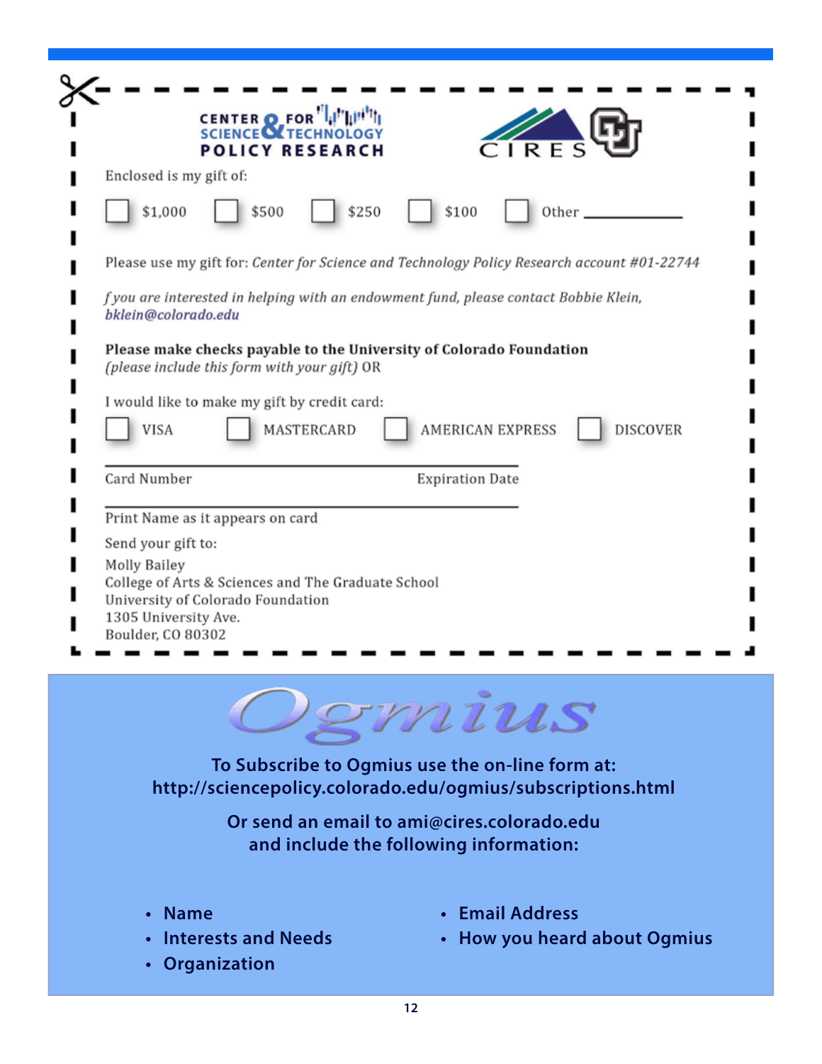CENTER FOR SCIENCE & TECHNOLOGY POLICY RESEARCH

CIRES

Enclosed is my gift of:

☐ $1,000 ☐ $500 ☐ $250 ☐ $100 ☐ Other ____________

Please use my gift for: *Center for Science and Technology Policy Research account #01-22744*

*fyou are interested in helping with an endowment fund, please contact Bobbie Klein, bklein@colorado.edu*

**Please make checks payable to the University of Colorado Foundation**
*(please include this form with your gift)* OR

I would like to make my gift by credit card:

☐ VISA ☐ MASTERCARD ☐ AMERICAN EXPRESS ☐ DISCOVER

Card Number Expiration Date

Print Name as it appears on card

Send your gift to:

Molly Bailey
College of Arts & Sciences and The Graduate School
University of Colorado Foundation
1305 University Ave.
Boulder, CO 80302

# Ogmius

**To Subscribe to Ogmius use the on-line form at:**
**http://sciencepolicy.colorado.edu/ogmius/subscriptions.html**

**Or send an email to ami@cires.colorado.edu**
**and include the following information:**

- **Name**
- **Interests and Needs**
- **Organization**
- **Email Address**
- **How you heard about Ogmius**